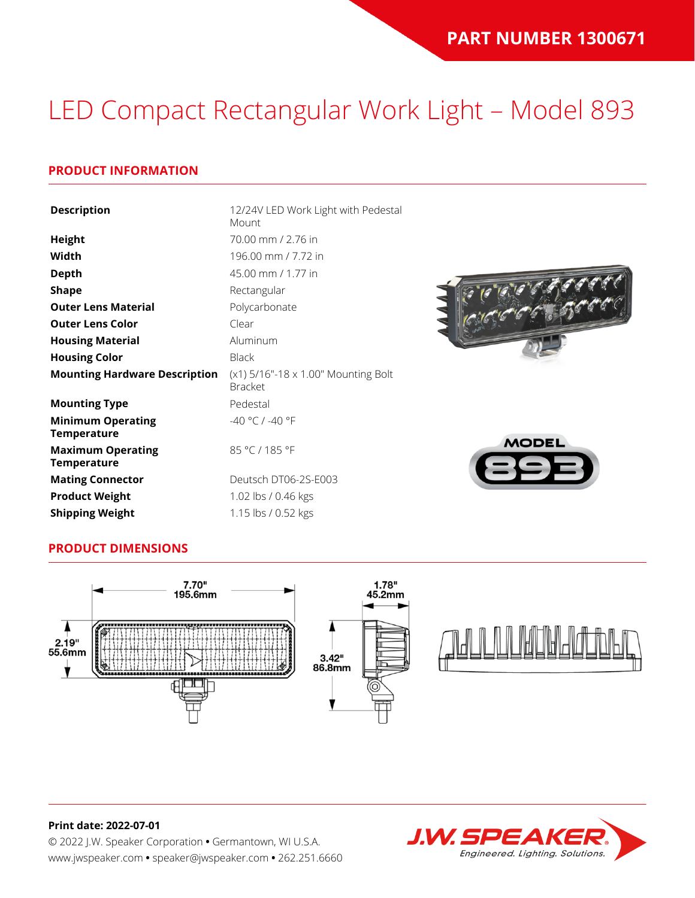PART NUMBER 1300671

# LED Compact Rectangular Work Light – Model 893

## PRODUCT INFORMATION

| | |
|---|---|
| **Description** | 12/24V LED Work Light with Pedestal Mount |
| **Height** | 70.00 mm / 2.76 in |
| **Width** | 196.00 mm / 7.72 in |
| **Depth** | 45.00 mm / 1.77 in |
| **Shape** | Rectangular |
| **Outer Lens Material** | Polycarbonate |
| **Outer Lens Color** | Clear |
| **Housing Material** | Aluminum |
| **Housing Color** | Black |
| **Mounting Hardware Description** | (x1) 5/16"-18 x 1.00" Mounting Bolt Bracket |
| **Mounting Type** | Pedestal |
| **Minimum Operating Temperature** | -40 °C / -40 °F |
| **Maximum Operating Temperature** | 85 °C / 185 °F |
| **Mating Connector** | Deutsch DT06-2S-E003 |
| **Product Weight** | 1.02 lbs / 0.46 kgs |
| **Shipping Weight** | 1.15 lbs / 0.52 kgs |

## PRODUCT DIMENSIONS

7.70" 195.6mm

2.19" 55.6mm

1.78" 45.2mm

3.42" 86.8mm

**Print date: 2022-07-01**

© 2022 J.W. Speaker Corporation • Germantown, WI U.S.A.

www.jwspeaker.com • speaker@jwspeaker.com • 262.251.6660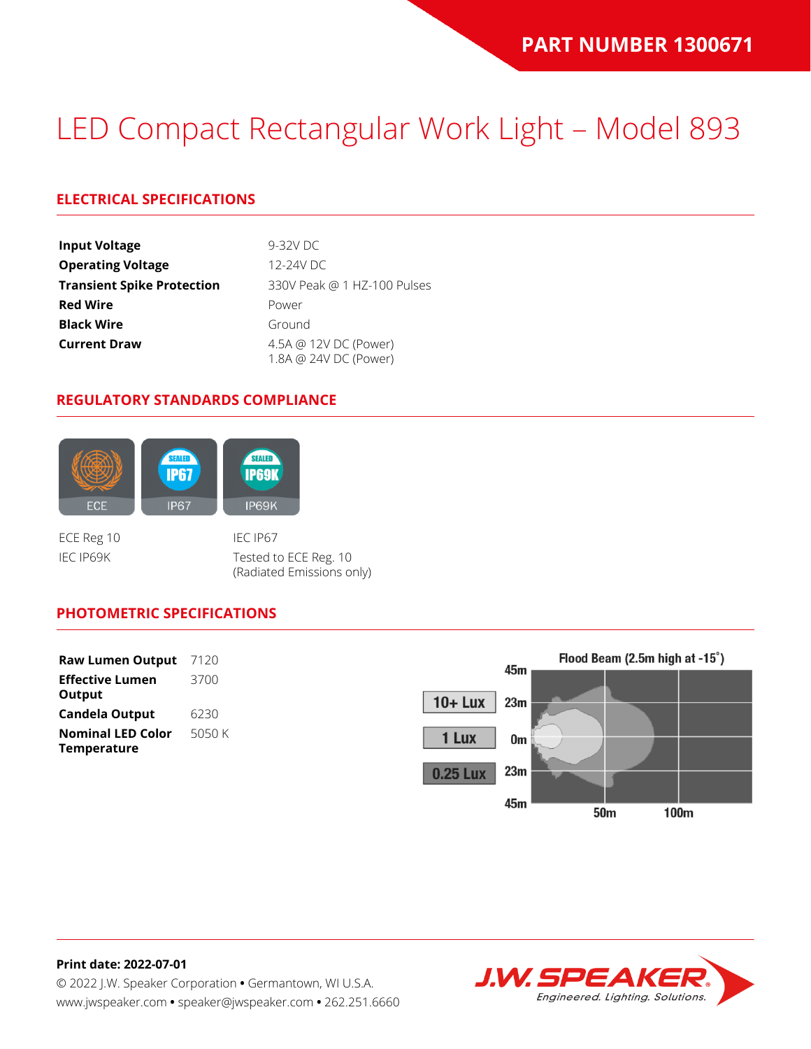**PART NUMBER 1300671**

# LED Compact Rectangular Work Light – Model 893

## ELECTRICAL SPECIFICATIONS

| | |
|---|---|
| **Input Voltage** | 9-32V DC |
| **Operating Voltage** | 12-24V DC |
| **Transient Spike Protection** | 330V Peak @ 1 HZ-100 Pulses |
| **Red Wire** | Power |
| **Black Wire** | Ground |
| **Current Draw** | 4.5A @ 12V DC (Power)<br>1.8A @ 24V DC (Power) |

## REGULATORY STANDARDS COMPLIANCE

ECE | IP67 | IP69K

ECE Reg 10
IEC IP69K

IEC IP67
Tested to ECE Reg. 10
(Radiated Emissions only)

## PHOTOMETRIC SPECIFICATIONS

| | |
|---|---|
| **Raw Lumen Output** | 7120 |
| **Effective Lumen Output** | 3700 |
| **Candela Output** | 6230 |
| **Nominal LED Color Temperature** | 5050 K |

Flood Beam (2.5m high at -15˚)

10+ Lux | 1 Lux | 0.25 Lux

45m, 23m, 0m, 23m, 45m | 50m, 100m

**Print date: 2022-07-01**
© 2022 J.W. Speaker Corporation • Germantown, WI U.S.A.
www.jwspeaker.com • speaker@jwspeaker.com • 262.251.6660

J.W. SPEAKER — Engineered. Lighting. Solutions.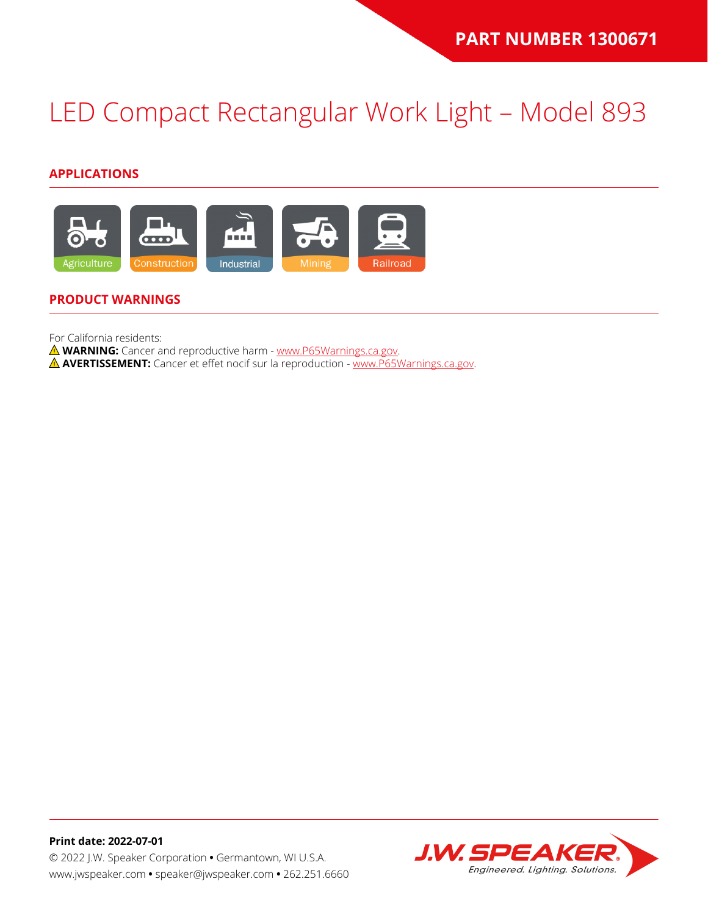## PART NUMBER 1300671

# LED Compact Rectangular Work Light – Model 893

## APPLICATIONS

Agriculture

Construction

Industrial

Mining

Railroad

## PRODUCT WARNINGS

For California residents:

⚠ **WARNING:** Cancer and reproductive harm - www.P65Warnings.ca.gov.

⚠ **AVERTISSEMENT:** Cancer et effet nocif sur la reproduction - www.P65Warnings.ca.gov.

**Print date: 2022-07-01**

© 2022 J.W. Speaker Corporation • Germantown, WI U.S.A.

www.jwspeaker.com • speaker@jwspeaker.com • 262.251.6660

J.W. SPEAKER®
*Engineered. Lighting. Solutions.*